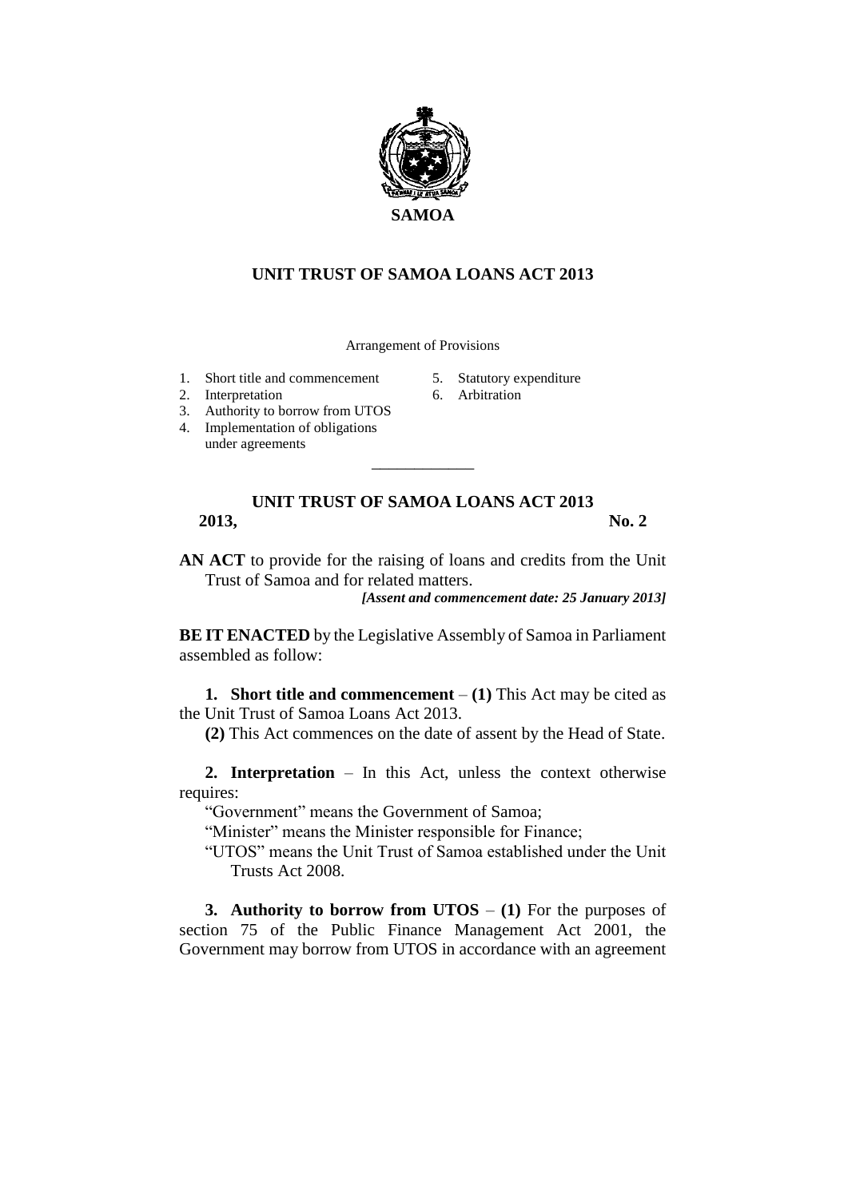**SAMOA**

# UNIT TRUST OF SAMOA LOANS ACT 2013

Arrangement of Provisions

1. Short title and commencement
2. Interpretation
3. Authority to borrow from UTOS
4. Implementation of obligations under agreements
5. Statutory expenditure
6. Arbitration

---

## UNIT TRUST OF SAMOA LOANS ACT 2013

**2013, No. 2**

**AN ACT** to provide for the raising of loans and credits from the Unit Trust of Samoa and for related matters.

***[Assent and commencement date: 25 January 2013]***

**BE IT ENACTED** by the Legislative Assembly of Samoa in Parliament assembled as follow:

**1. Short title and commencement** – **(1)** This Act may be cited as the Unit Trust of Samoa Loans Act 2013.

**(2)** This Act commences on the date of assent by the Head of State.

**2. Interpretation** – In this Act, unless the context otherwise requires:

"Government" means the Government of Samoa;

"Minister" means the Minister responsible for Finance;

"UTOS" means the Unit Trust of Samoa established under the Unit Trusts Act 2008.

**3. Authority to borrow from UTOS** – **(1)** For the purposes of section 75 of the Public Finance Management Act 2001, the Government may borrow from UTOS in accordance with an agreement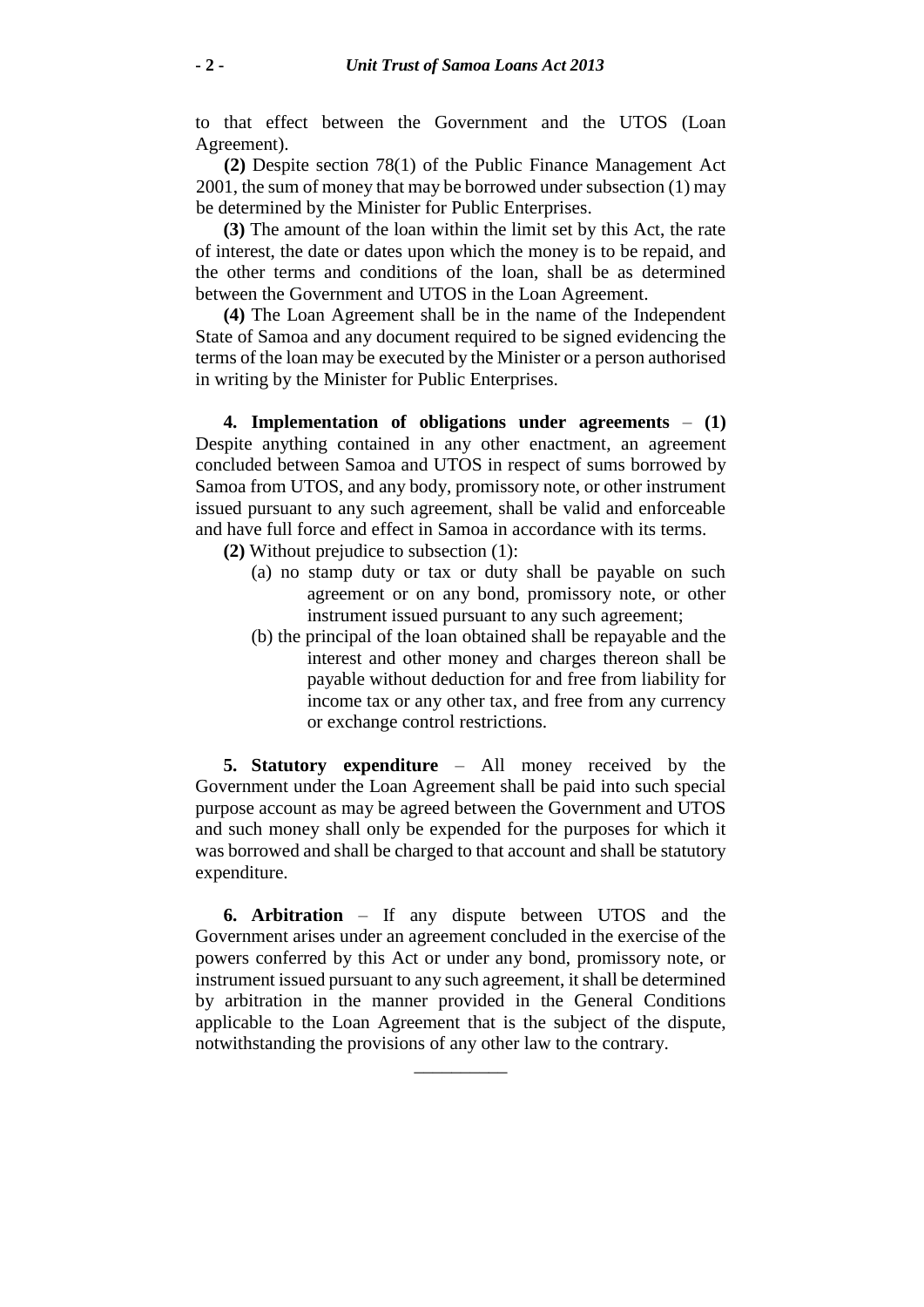to that effect between the Government and the UTOS (Loan Agreement).

**(2)** Despite section 78(1) of the Public Finance Management Act 2001, the sum of money that may be borrowed under subsection (1) may be determined by the Minister for Public Enterprises.

**(3)** The amount of the loan within the limit set by this Act, the rate of interest, the date or dates upon which the money is to be repaid, and the other terms and conditions of the loan, shall be as determined between the Government and UTOS in the Loan Agreement.

**(4)** The Loan Agreement shall be in the name of the Independent State of Samoa and any document required to be signed evidencing the terms of the loan may be executed by the Minister or a person authorised in writing by the Minister for Public Enterprises.

**4. Implementation of obligations under agreements** – **(1)** Despite anything contained in any other enactment, an agreement concluded between Samoa and UTOS in respect of sums borrowed by Samoa from UTOS, and any body, promissory note, or other instrument issued pursuant to any such agreement, shall be valid and enforceable and have full force and effect in Samoa in accordance with its terms.

**(2)** Without prejudice to subsection (1):

(a) no stamp duty or tax or duty shall be payable on such agreement or on any bond, promissory note, or other instrument issued pursuant to any such agreement;

(b) the principal of the loan obtained shall be repayable and the interest and other money and charges thereon shall be payable without deduction for and free from liability for income tax or any other tax, and free from any currency or exchange control restrictions.

**5. Statutory expenditure** – All money received by the Government under the Loan Agreement shall be paid into such special purpose account as may be agreed between the Government and UTOS and such money shall only be expended for the purposes for which it was borrowed and shall be charged to that account and shall be statutory expenditure.

**6. Arbitration** – If any dispute between UTOS and the Government arises under an agreement concluded in the exercise of the powers conferred by this Act or under any bond, promissory note, or instrument issued pursuant to any such agreement, it shall be determined by arbitration in the manner provided in the General Conditions applicable to the Loan Agreement that is the subject of the dispute, notwithstanding the provisions of any other law to the contrary.

---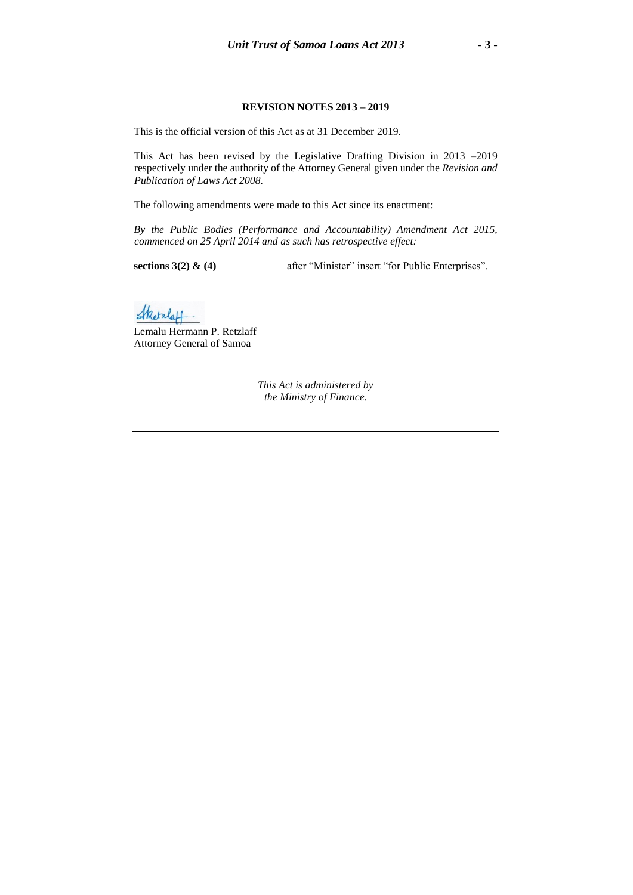## REVISION NOTES 2013 – 2019

This is the official version of this Act as at 31 December 2019.

This Act has been revised by the Legislative Drafting Division in 2013 –2019 respectively under the authority of the Attorney General given under the *Revision and Publication of Laws Act 2008.*

The following amendments were made to this Act since its enactment:

*By the Public Bodies (Performance and Accountability) Amendment Act 2015, commenced on 25 April 2014 and as such has retrospective effect:*

| | |
|---|---|
| **sections 3(2) & (4)** | after "Minister" insert "for Public Enterprises". |

Lemalu Hermann P. Retzlaff
Attorney General of Samoa

*This Act is administered by the Ministry of Finance.*